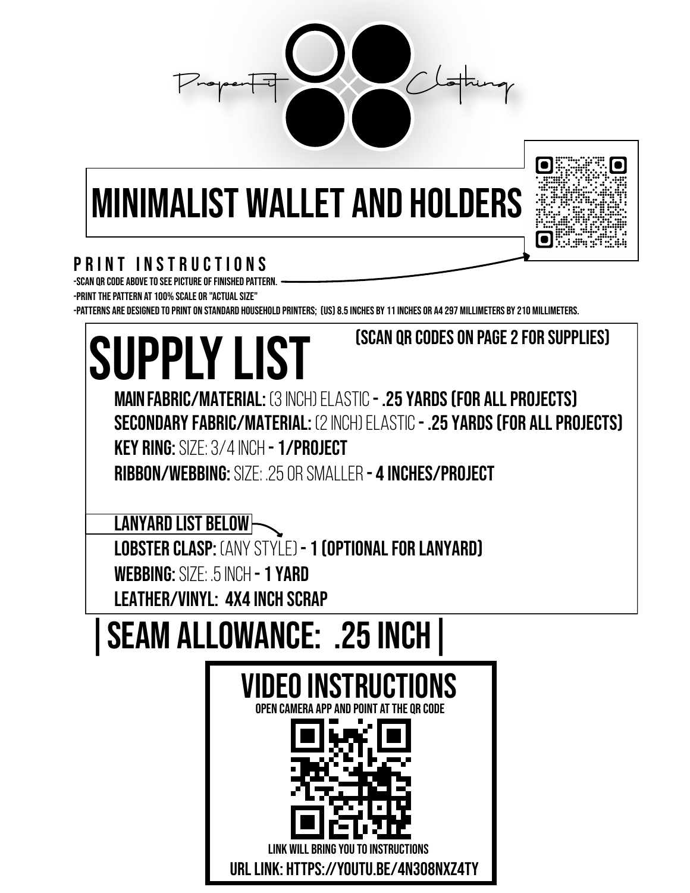ProperFit Clothing

# MINIMALIST WALLET AND HOLDERS

## PRINT INSTRUCTIONS

- -SCAN QR CODE ABOVE TO SEE PICTURE OF FINISHED PATTERN.
- -PRINT THE PATTERN AT 100% SCALE OR "ACTUAL SIZE"
- -PATTERNS ARE DESIGNED TO PRINT ON STANDARD HOUSEHOLD PRINTERS; (US) 8.5 INCHES BY 11 INCHES OR A4 297 MILLIMETERS BY 210 MILLIMETERS.

# SUPPLY LIST

(SCAN QR CODES ON PAGE 2 FOR SUPPLIES)

**MAIN FABRIC/MATERIAL:** (3 INCH) ELASTIC **- .25 YARDS (FOR ALL PROJECTS)**

**SECONDARY FABRIC/MATERIAL:** (2 INCH) ELASTIC **- .25 YARDS (FOR ALL PROJECTS)**

**KEY RING:** SIZE: 3/4 INCH **- 1/PROJECT**

**RIBBON/WEBBING:** SIZE: .25 OR SMALLER **- 4 INCHES/PROJECT**

**LANYARD LIST BELOW**

**LOBSTER CLASP:** (ANY STYLE) **- 1 (OPTIONAL FOR LANYARD)**

**WEBBING:** SIZE: .5 INCH **- 1 YARD**

**LEATHER/VINYL: 4X4 INCH SCRAP**

## | SEAM ALLOWANCE: .25 INCH |

## VIDEO INSTRUCTIONS

OPEN CAMERA APP AND POINT AT THE QR CODE

LINK WILL BRING YOU TO INSTRUCTIONS

URL LINK: HTTPS://YOUTU.BE/4N308NXZ4TY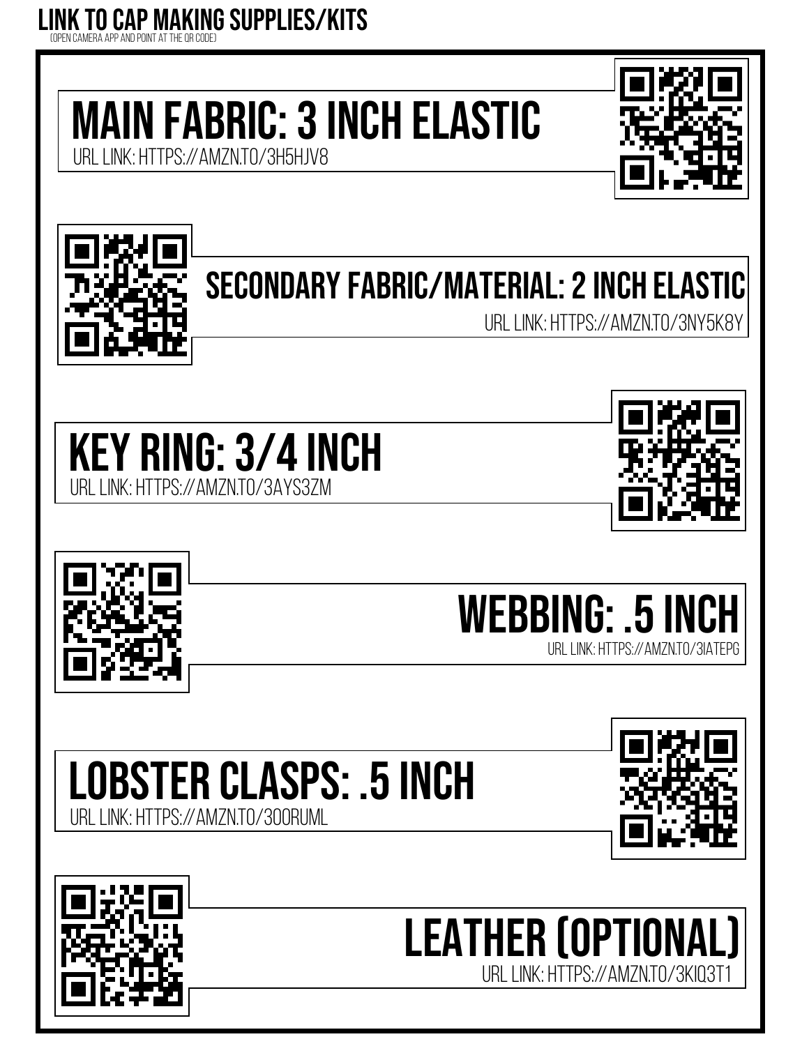# LINK TO CAP MAKING SUPPLIES/KITS

(OPEN CAMERA APP AND POINT AT THE QR CODE)

## MAIN FABRIC: 3 INCH ELASTIC

URL LINK: HTTPS://AMZN.TO/3H5HJV8

## SECONDARY FABRIC/MATERIAL: 2 INCH ELASTIC

URL LINK: HTTPS://AMZN.TO/3NY5K8Y

## KEY RING: 3/4 INCH

URL LINK: HTTPS://AMZN.TO/3AYS3ZM

## WEBBING: .5 INCH

URL LINK: HTTPS://AMZN.TO/3IATEPG

## LOBSTER CLASPS: .5 INCH

URL LINK: HTTPS://AMZN.TO/3OORUML

## LEATHER (OPTIONAL)

URL LINK: HTTPS://AMZN.TO/3KIQ3T1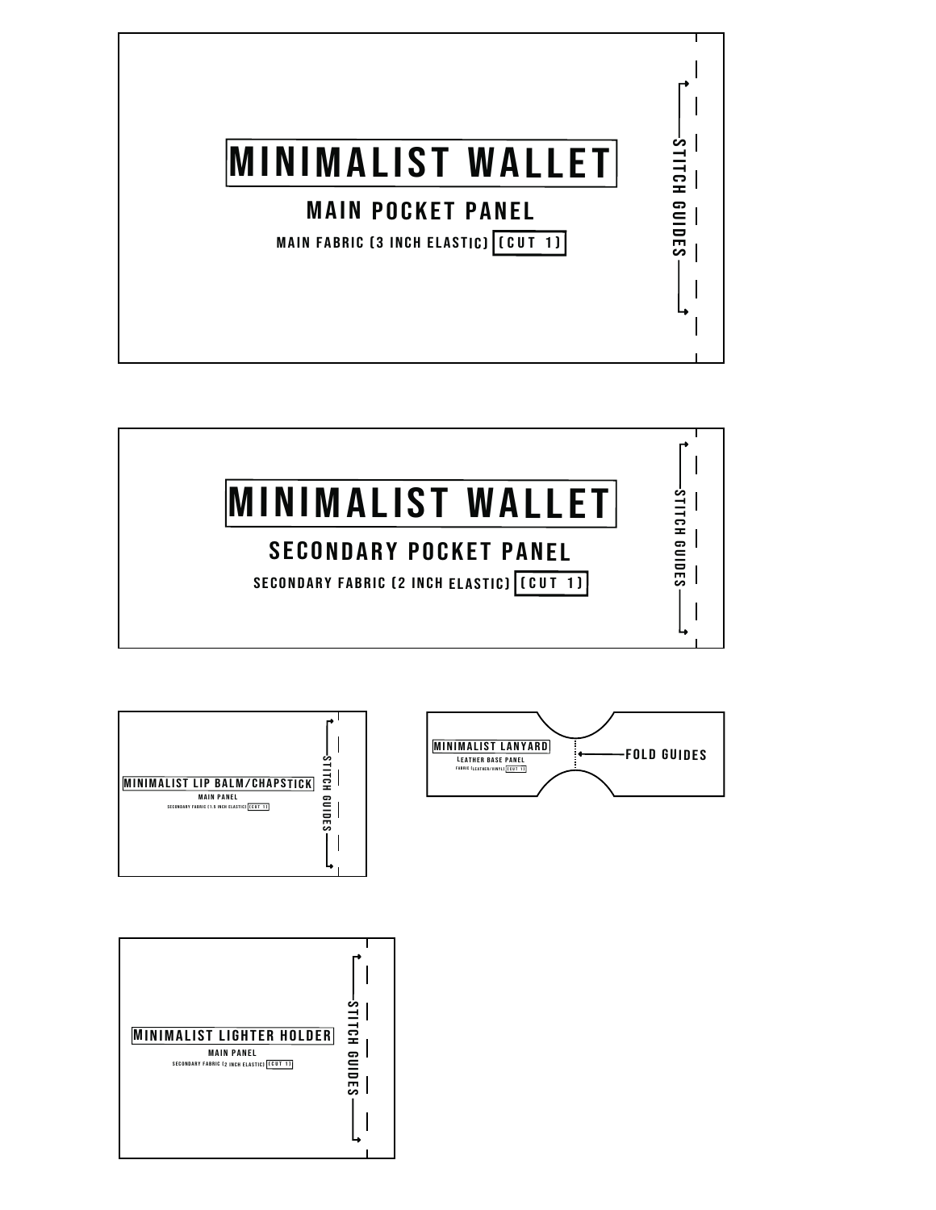## MINIMALIST WALLET

### MAIN POCKET PANEL

MAIN FABRIC (3 INCH ELASTIC) (CUT 1)

STITCH GUIDES

## MINIMALIST WALLET

### SECONDARY POCKET PANEL

SECONDARY FABRIC (2 INCH ELASTIC) (CUT 1)

STITCH GUIDES

## MINIMALIST LIP BALM/CHAPSTICK

### MAIN PANEL

SECONDARY FABRIC (1.5 INCH ELASTIC) (CUT 1)

STITCH GUIDES

## MINIMALIST LANYARD

### LEATHER BASE PANEL

FABRIC (LEATHER/VINYL) (CUT 1)

FOLD GUIDES

## MINIMALIST LIGHTER HOLDER

### MAIN PANEL

SECONDARY FABRIC (2 INCH ELASTIC) (CUT 1)

STITCH GUIDES